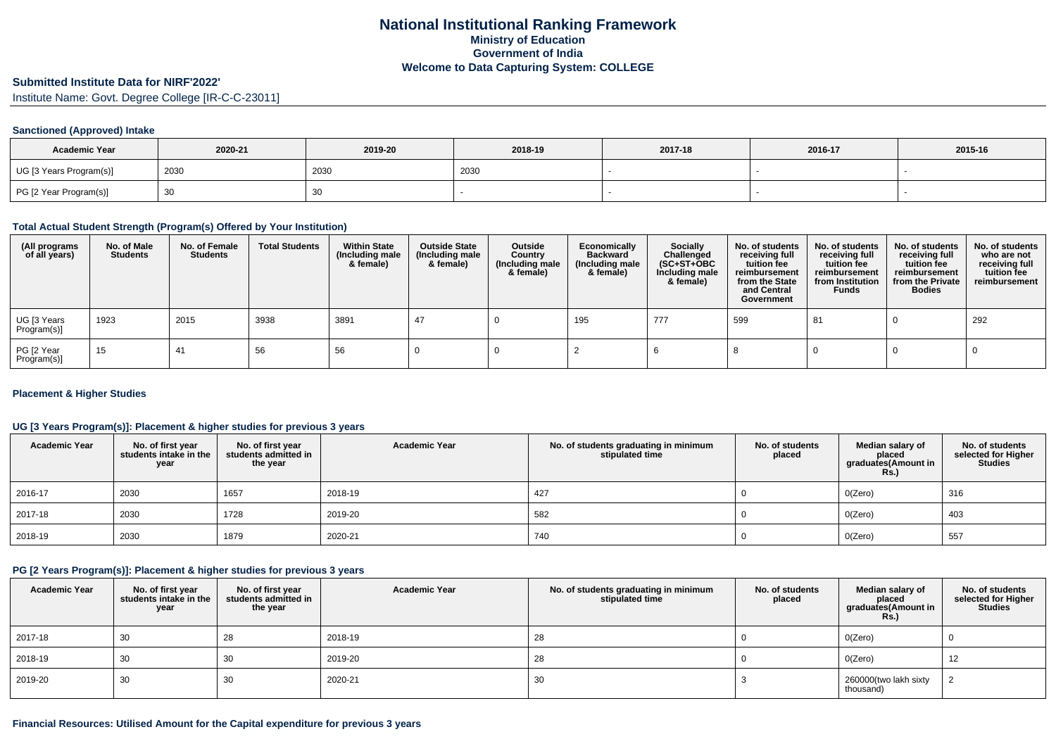# National Institutional Ranking Framework
## Ministry of Education
## Government of India
## Welcome to Data Capturing System: COLLEGE

**Submitted Institute Data for NIRF'2022'**

Institute Name: Govt. Degree College [IR-C-C-23011]

### Sanctioned (Approved) Intake

| Academic Year | 2020-21 | 2019-20 | 2018-19 | 2017-18 | 2016-17 | 2015-16 |
|---|---|---|---|---|---|---|
| UG [3 Years Program(s)] | 2030 | 2030 | 2030 | - | - | - |
| PG [2 Year Program(s)] | 30 | 30 | - | - | - | - |

### Total Actual Student Strength (Program(s) Offered by Your Institution)

| (All programs of all years) | No. of Male Students | No. of Female Students | Total Students | Within State (Including male & female) | Outside State (Including male & female) | Outside Country (Including male & female) | Economically Backward (Including male & female) | Socially Challenged (SC+ST+OBC Including male & female) | No. of students receiving full tuition fee reimbursement from the State and Central Government | No. of students receiving full tuition fee reimbursement from Institution Funds | No. of students receiving full tuition fee reimbursement from the Private Bodies | No. of students who are not receiving full tuition fee reimbursement |
|---|---|---|---|---|---|---|---|---|---|---|---|---|
| UG [3 Years Program(s)] | 1923 | 2015 | 3938 | 3891 | 47 | 0 | 195 | 777 | 599 | 81 | 0 | 292 |
| PG [2 Year Program(s)] | 15 | 41 | 56 | 56 | 0 | 0 | 2 | 6 | 8 | 0 | 0 | 0 |

### Placement & Higher Studies

### UG [3 Years Program(s)]: Placement & higher studies for previous 3 years

| Academic Year | No. of first year students intake in the year | No. of first year students admitted in the year | Academic Year | No. of students graduating in minimum stipulated time | No. of students placed | Median salary of placed graduates(Amount in Rs.) | No. of students selected for Higher Studies |
|---|---|---|---|---|---|---|---|
| 2016-17 | 2030 | 1657 | 2018-19 | 427 | 0 | 0(Zero) | 316 |
| 2017-18 | 2030 | 1728 | 2019-20 | 582 | 0 | 0(Zero) | 403 |
| 2018-19 | 2030 | 1879 | 2020-21 | 740 | 0 | 0(Zero) | 557 |

### PG [2 Years Program(s)]: Placement & higher studies for previous 3 years

| Academic Year | No. of first year students intake in the year | No. of first year students admitted in the year | Academic Year | No. of students graduating in minimum stipulated time | No. of students placed | Median salary of placed graduates(Amount in Rs.) | No. of students selected for Higher Studies |
|---|---|---|---|---|---|---|---|
| 2017-18 | 30 | 28 | 2018-19 | 28 | 0 | 0(Zero) | 0 |
| 2018-19 | 30 | 30 | 2019-20 | 28 | 0 | 0(Zero) | 12 |
| 2019-20 | 30 | 30 | 2020-21 | 30 | 3 | 260000(two lakh sixty thousand) | 2 |

### Financial Resources: Utilised Amount for the Capital expenditure for previous 3 years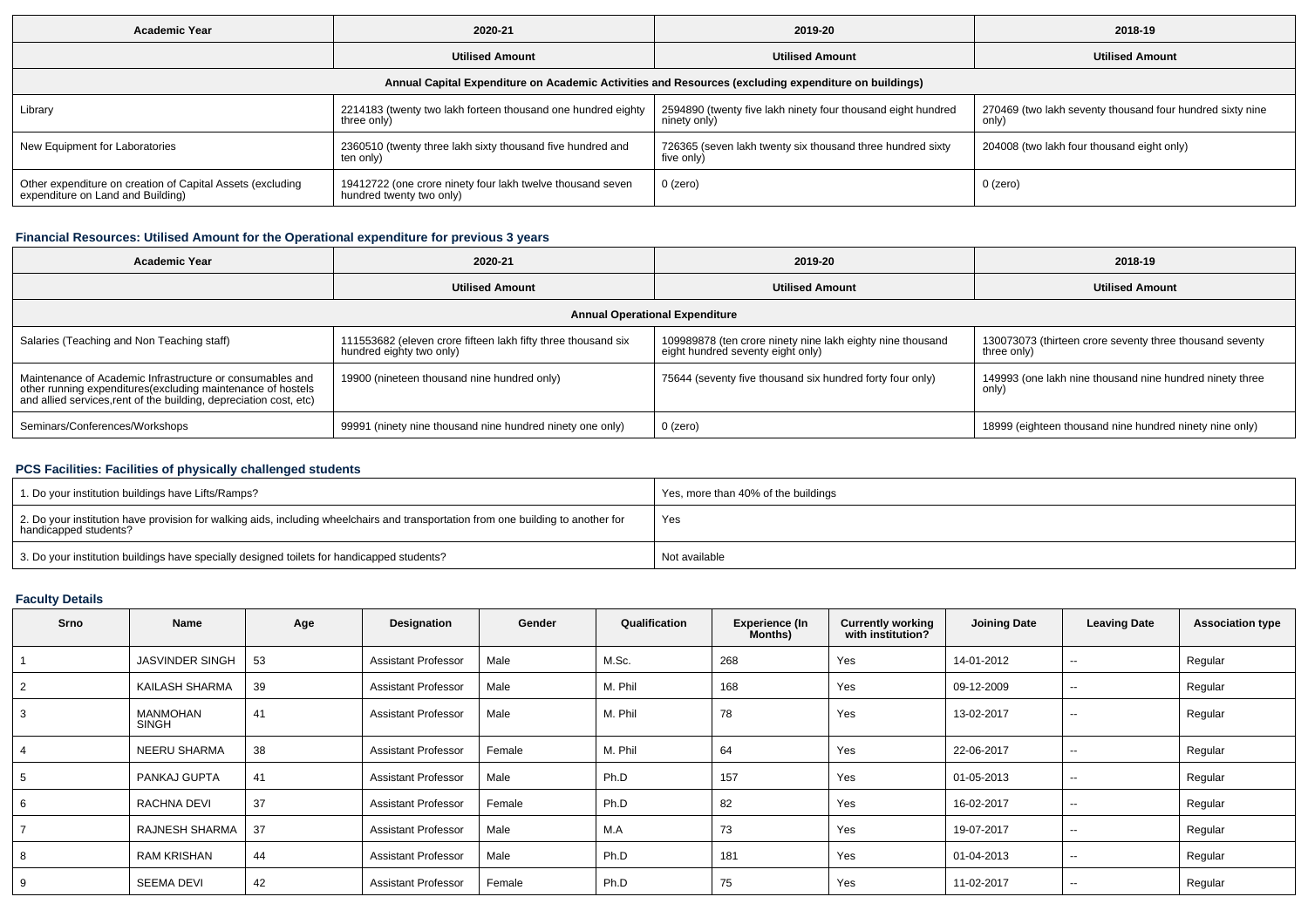| Academic Year | 2020-21 | 2019-20 | 2018-19 |
|---|---|---|---|
| | Utilised Amount | Utilised Amount | Utilised Amount |
| Annual Capital Expenditure on Academic Activities and Resources (excluding expenditure on buildings) | | | |
| Library | 2214183 (twenty two lakh forteen thousand one hundred eighty three only) | 2594890 (twenty five lakh ninety four thousand eight hundred ninety only) | 270469 (two lakh seventy thousand four hundred sixty nine only) |
| New Equipment for Laboratories | 2360510 (twenty three lakh sixty thousand five hundred and ten only) | 726365 (seven lakh twenty six thousand three hundred sixty five only) | 204008 (two lakh four thousand eight only) |
| Other expenditure on creation of Capital Assets (excluding expenditure on Land and Building) | 19412722 (one crore ninety four lakh twelve thousand seven hundred twenty two only) | 0 (zero) | 0 (zero) |

### Financial Resources: Utilised Amount for the Operational expenditure for previous 3 years

| Academic Year | 2020-21 | 2019-20 | 2018-19 |
|---|---|---|---|
| | Utilised Amount | Utilised Amount | Utilised Amount |
| Annual Operational Expenditure | | | |
| Salaries (Teaching and Non Teaching staff) | 111553682 (eleven crore fifteen lakh fifty three thousand six hundred eighty two only) | 109989878 (ten crore ninety nine lakh eighty nine thousand eight hundred seventy eight only) | 130073073 (thirteen crore seventy three thousand seventy three only) |
| Maintenance of Academic Infrastructure or consumables and other running expenditures(excluding maintenance of hostels and allied services,rent of the building, depreciation cost, etc) | 19900 (nineteen thousand nine hundred only) | 75644 (seventy five thousand six hundred forty four only) | 149993 (one lakh nine thousand nine hundred ninety three only) |
| Seminars/Conferences/Workshops | 99991 (ninety nine thousand nine hundred ninety one only) | 0 (zero) | 18999 (eighteen thousand nine hundred ninety nine only) |

### PCS Facilities: Facilities of physically challenged students

| | |
|---|---|
| 1. Do your institution buildings have Lifts/Ramps? | Yes, more than 40% of the buildings |
| 2. Do your institution have provision for walking aids, including wheelchairs and transportation from one building to another for handicapped students? | Yes |
| 3. Do your institution buildings have specially designed toilets for handicapped students? | Not available |

### Faculty Details

| Srno | Name | Age | Designation | Gender | Qualification | Experience (In Months) | Currently working with institution? | Joining Date | Leaving Date | Association type |
|---|---|---|---|---|---|---|---|---|---|---|
| 1 | JASVINDER SINGH | 53 | Assistant Professor | Male | M.Sc. | 268 | Yes | 14-01-2012 | -- | Regular |
| 2 | KAILASH SHARMA | 39 | Assistant Professor | Male | M. Phil | 168 | Yes | 09-12-2009 | -- | Regular |
| 3 | MANMOHAN SINGH | 41 | Assistant Professor | Male | M. Phil | 78 | Yes | 13-02-2017 | -- | Regular |
| 4 | NEERU SHARMA | 38 | Assistant Professor | Female | M. Phil | 64 | Yes | 22-06-2017 | -- | Regular |
| 5 | PANKAJ GUPTA | 41 | Assistant Professor | Male | Ph.D | 157 | Yes | 01-05-2013 | -- | Regular |
| 6 | RACHNA DEVI | 37 | Assistant Professor | Female | Ph.D | 82 | Yes | 16-02-2017 | -- | Regular |
| 7 | RAJNESH SHARMA | 37 | Assistant Professor | Male | M.A | 73 | Yes | 19-07-2017 | -- | Regular |
| 8 | RAM KRISHAN | 44 | Assistant Professor | Male | Ph.D | 181 | Yes | 01-04-2013 | -- | Regular |
| 9 | SEEMA DEVI | 42 | Assistant Professor | Female | Ph.D | 75 | Yes | 11-02-2017 | -- | Regular |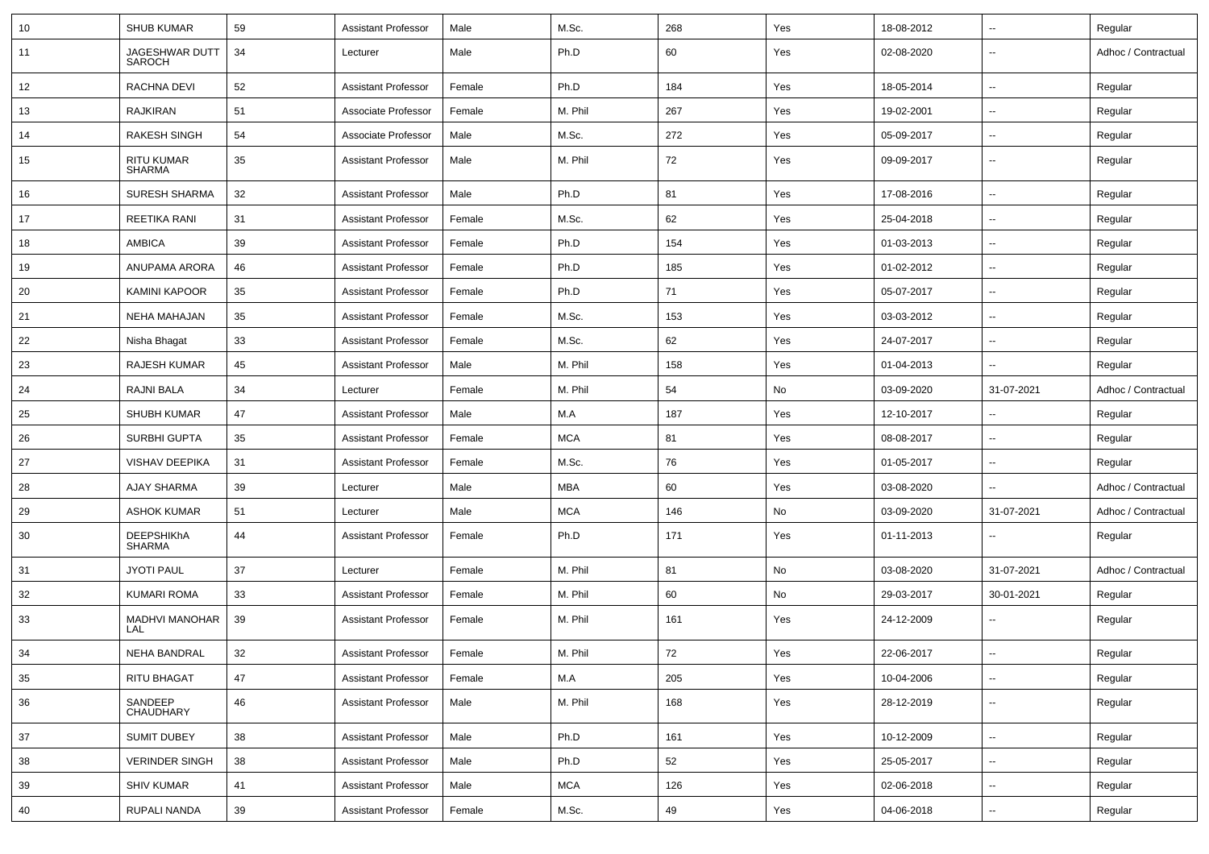| 10 | SHUB KUMAR | 59 | Assistant Professor | Male | M.Sc. | 268 | Yes | 18-08-2012 | -- | Regular |
|---|---|---|---|---|---|---|---|---|---|---|
| 11 | JAGESHWAR DUTT SAROCH | 34 | Lecturer | Male | Ph.D | 60 | Yes | 02-08-2020 | -- | Adhoc / Contractual |
| 12 | RACHNA DEVI | 52 | Assistant Professor | Female | Ph.D | 184 | Yes | 18-05-2014 | -- | Regular |
| 13 | RAJKIRAN | 51 | Associate Professor | Female | M. Phil | 267 | Yes | 19-02-2001 | -- | Regular |
| 14 | RAKESH SINGH | 54 | Associate Professor | Male | M.Sc. | 272 | Yes | 05-09-2017 | -- | Regular |
| 15 | RITU KUMAR SHARMA | 35 | Assistant Professor | Male | M. Phil | 72 | Yes | 09-09-2017 | -- | Regular |
| 16 | SURESH SHARMA | 32 | Assistant Professor | Male | Ph.D | 81 | Yes | 17-08-2016 | -- | Regular |
| 17 | REETIKA RANI | 31 | Assistant Professor | Female | M.Sc. | 62 | Yes | 25-04-2018 | -- | Regular |
| 18 | AMBICA | 39 | Assistant Professor | Female | Ph.D | 154 | Yes | 01-03-2013 | -- | Regular |
| 19 | ANUPAMA ARORA | 46 | Assistant Professor | Female | Ph.D | 185 | Yes | 01-02-2012 | -- | Regular |
| 20 | KAMINI KAPOOR | 35 | Assistant Professor | Female | Ph.D | 71 | Yes | 05-07-2017 | -- | Regular |
| 21 | NEHA MAHAJAN | 35 | Assistant Professor | Female | M.Sc. | 153 | Yes | 03-03-2012 | -- | Regular |
| 22 | Nisha Bhagat | 33 | Assistant Professor | Female | M.Sc. | 62 | Yes | 24-07-2017 | -- | Regular |
| 23 | RAJESH KUMAR | 45 | Assistant Professor | Male | M. Phil | 158 | Yes | 01-04-2013 | -- | Regular |
| 24 | RAJNI BALA | 34 | Lecturer | Female | M. Phil | 54 | No | 03-09-2020 | 31-07-2021 | Adhoc / Contractual |
| 25 | SHUBH KUMAR | 47 | Assistant Professor | Male | M.A | 187 | Yes | 12-10-2017 | -- | Regular |
| 26 | SURBHI GUPTA | 35 | Assistant Professor | Female | MCA | 81 | Yes | 08-08-2017 | -- | Regular |
| 27 | VISHAV DEEPIKA | 31 | Assistant Professor | Female | M.Sc. | 76 | Yes | 01-05-2017 | -- | Regular |
| 28 | AJAY SHARMA | 39 | Lecturer | Male | MBA | 60 | Yes | 03-08-2020 | -- | Adhoc / Contractual |
| 29 | ASHOK KUMAR | 51 | Lecturer | Male | MCA | 146 | No | 03-09-2020 | 31-07-2021 | Adhoc / Contractual |
| 30 | DEEPSHIKhA SHARMA | 44 | Assistant Professor | Female | Ph.D | 171 | Yes | 01-11-2013 | -- | Regular |
| 31 | JYOTI PAUL | 37 | Lecturer | Female | M. Phil | 81 | No | 03-08-2020 | 31-07-2021 | Adhoc / Contractual |
| 32 | KUMARI ROMA | 33 | Assistant Professor | Female | M. Phil | 60 | No | 29-03-2017 | 30-01-2021 | Regular |
| 33 | MADHVI MANOHAR LAL | 39 | Assistant Professor | Female | M. Phil | 161 | Yes | 24-12-2009 | -- | Regular |
| 34 | NEHA BANDRAL | 32 | Assistant Professor | Female | M. Phil | 72 | Yes | 22-06-2017 | -- | Regular |
| 35 | RITU BHAGAT | 47 | Assistant Professor | Female | M.A | 205 | Yes | 10-04-2006 | -- | Regular |
| 36 | SANDEEP CHAUDHARY | 46 | Assistant Professor | Male | M. Phil | 168 | Yes | 28-12-2019 | -- | Regular |
| 37 | SUMIT DUBEY | 38 | Assistant Professor | Male | Ph.D | 161 | Yes | 10-12-2009 | -- | Regular |
| 38 | VERINDER SINGH | 38 | Assistant Professor | Male | Ph.D | 52 | Yes | 25-05-2017 | -- | Regular |
| 39 | SHIV KUMAR | 41 | Assistant Professor | Male | MCA | 126 | Yes | 02-06-2018 | -- | Regular |
| 40 | RUPALI NANDA | 39 | Assistant Professor | Female | M.Sc. | 49 | Yes | 04-06-2018 | -- | Regular |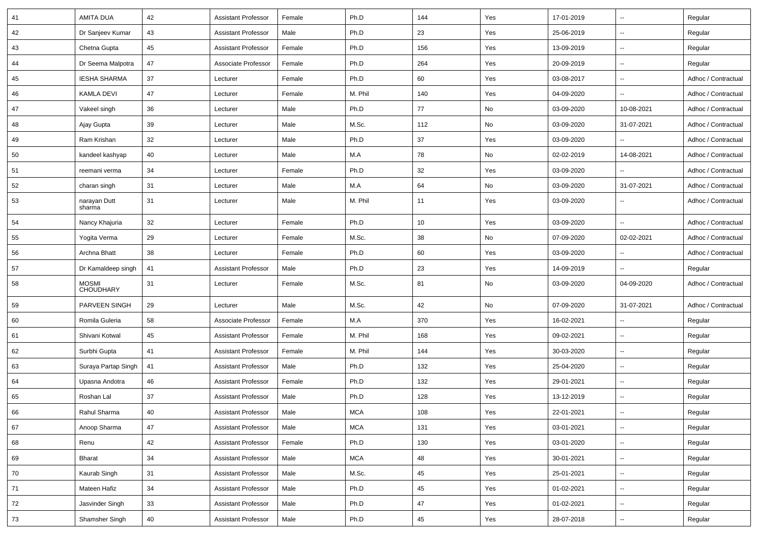| | | | | | | | | | | |
|---|---|---|---|---|---|---|---|---|---|---|
| 41 | AMITA DUA | 42 | Assistant Professor | Female | Ph.D | 144 | Yes | 17-01-2019 | -- | Regular |
| 42 | Dr Sanjeev Kumar | 43 | Assistant Professor | Male | Ph.D | 23 | Yes | 25-06-2019 | -- | Regular |
| 43 | Chetna Gupta | 45 | Assistant Professor | Female | Ph.D | 156 | Yes | 13-09-2019 | -- | Regular |
| 44 | Dr Seema Malpotra | 47 | Associate Professor | Female | Ph.D | 264 | Yes | 20-09-2019 | -- | Regular |
| 45 | IESHA SHARMA | 37 | Lecturer | Female | Ph.D | 60 | Yes | 03-08-2017 | -- | Adhoc / Contractual |
| 46 | KAMLA DEVI | 47 | Lecturer | Female | M. Phil | 140 | Yes | 04-09-2020 | -- | Adhoc / Contractual |
| 47 | Vakeel singh | 36 | Lecturer | Male | Ph.D | 77 | No | 03-09-2020 | 10-08-2021 | Adhoc / Contractual |
| 48 | Ajay Gupta | 39 | Lecturer | Male | M.Sc. | 112 | No | 03-09-2020 | 31-07-2021 | Adhoc / Contractual |
| 49 | Ram Krishan | 32 | Lecturer | Male | Ph.D | 37 | Yes | 03-09-2020 | -- | Adhoc / Contractual |
| 50 | kandeel kashyap | 40 | Lecturer | Male | M.A | 78 | No | 02-02-2019 | 14-08-2021 | Adhoc / Contractual |
| 51 | reemani verma | 34 | Lecturer | Female | Ph.D | 32 | Yes | 03-09-2020 | -- | Adhoc / Contractual |
| 52 | charan singh | 31 | Lecturer | Male | M.A | 64 | No | 03-09-2020 | 31-07-2021 | Adhoc / Contractual |
| 53 | narayan Dutt sharma | 31 | Lecturer | Male | M. Phil | 11 | Yes | 03-09-2020 | -- | Adhoc / Contractual |
| 54 | Nancy Khajuria | 32 | Lecturer | Female | Ph.D | 10 | Yes | 03-09-2020 | -- | Adhoc / Contractual |
| 55 | Yogita Verma | 29 | Lecturer | Female | M.Sc. | 38 | No | 07-09-2020 | 02-02-2021 | Adhoc / Contractual |
| 56 | Archna Bhatt | 38 | Lecturer | Female | Ph.D | 60 | Yes | 03-09-2020 | -- | Adhoc / Contractual |
| 57 | Dr Kamaldeep singh | 41 | Assistant Professor | Male | Ph.D | 23 | Yes | 14-09-2019 | -- | Regular |
| 58 | MOSMI CHOUDHARY | 31 | Lecturer | Female | M.Sc. | 81 | No | 03-09-2020 | 04-09-2020 | Adhoc / Contractual |
| 59 | PARVEEN SINGH | 29 | Lecturer | Male | M.Sc. | 42 | No | 07-09-2020 | 31-07-2021 | Adhoc / Contractual |
| 60 | Romila Guleria | 58 | Associate Professor | Female | M.A | 370 | Yes | 16-02-2021 | -- | Regular |
| 61 | Shivani Kotwal | 45 | Assistant Professor | Female | M. Phil | 168 | Yes | 09-02-2021 | -- | Regular |
| 62 | Surbhi Gupta | 41 | Assistant Professor | Female | M. Phil | 144 | Yes | 30-03-2020 | -- | Regular |
| 63 | Suraya Partap Singh | 41 | Assistant Professor | Male | Ph.D | 132 | Yes | 25-04-2020 | -- | Regular |
| 64 | Upasna Andotra | 46 | Assistant Professor | Female | Ph.D | 132 | Yes | 29-01-2021 | -- | Regular |
| 65 | Roshan Lal | 37 | Assistant Professor | Male | Ph.D | 128 | Yes | 13-12-2019 | -- | Regular |
| 66 | Rahul Sharma | 40 | Assistant Professor | Male | MCA | 108 | Yes | 22-01-2021 | -- | Regular |
| 67 | Anoop Sharma | 47 | Assistant Professor | Male | MCA | 131 | Yes | 03-01-2021 | -- | Regular |
| 68 | Renu | 42 | Assistant Professor | Female | Ph.D | 130 | Yes | 03-01-2020 | -- | Regular |
| 69 | Bharat | 34 | Assistant Professor | Male | MCA | 48 | Yes | 30-01-2021 | -- | Regular |
| 70 | Kaurab Singh | 31 | Assistant Professor | Male | M.Sc. | 45 | Yes | 25-01-2021 | -- | Regular |
| 71 | Mateen Hafiz | 34 | Assistant Professor | Male | Ph.D | 45 | Yes | 01-02-2021 | -- | Regular |
| 72 | Jasvinder Singh | 33 | Assistant Professor | Male | Ph.D | 47 | Yes | 01-02-2021 | -- | Regular |
| 73 | Shamsher Singh | 40 | Assistant Professor | Male | Ph.D | 45 | Yes | 28-07-2018 | -- | Regular |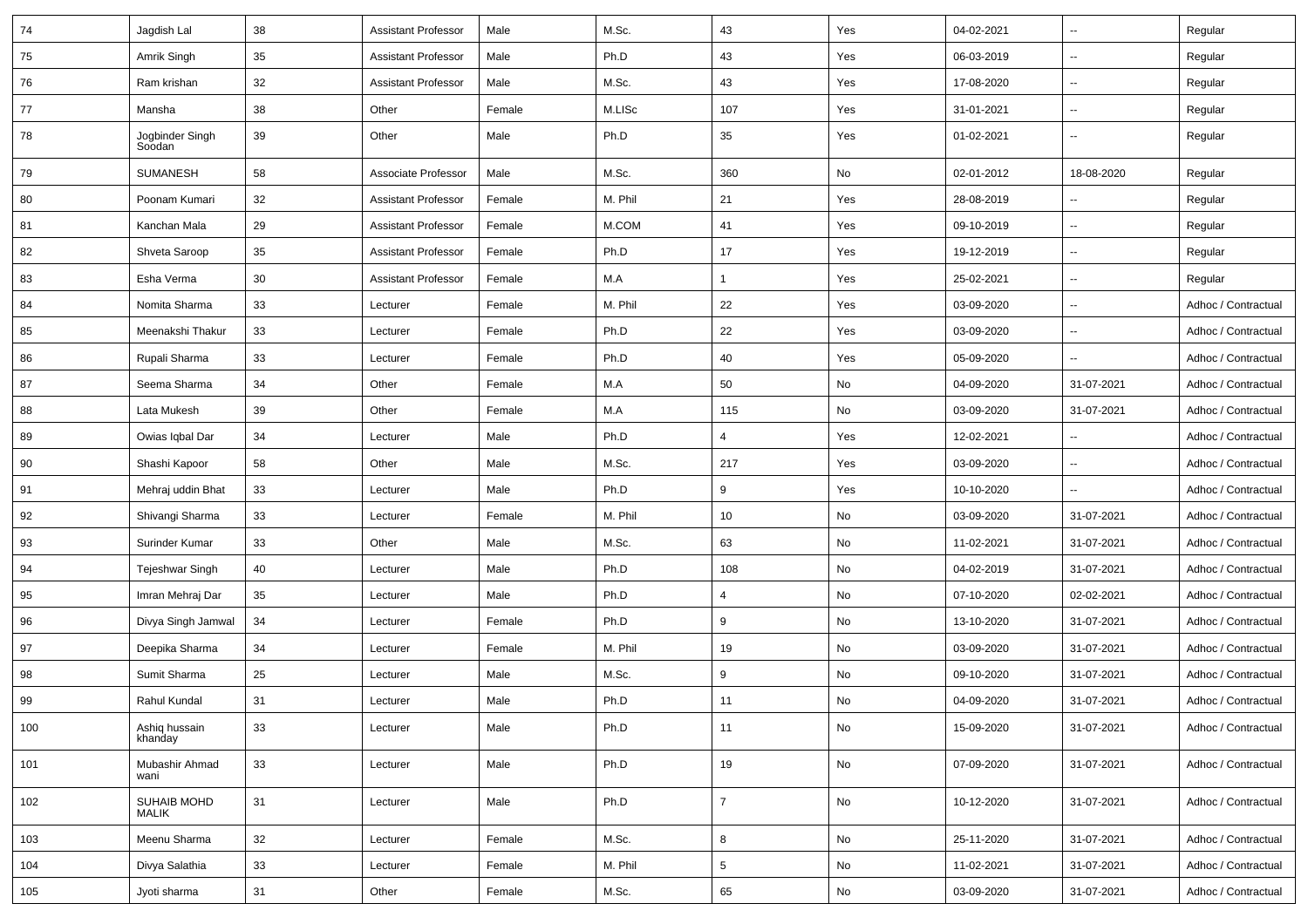| 74 | Jagdish Lal | 38 | Assistant Professor | Male | M.Sc. | 43 | Yes | 04-02-2021 | -- | Regular |
|---|---|---|---|---|---|---|---|---|---|---|
| 75 | Amrik Singh | 35 | Assistant Professor | Male | Ph.D | 43 | Yes | 06-03-2019 | -- | Regular |
| 76 | Ram krishan | 32 | Assistant Professor | Male | M.Sc. | 43 | Yes | 17-08-2020 | -- | Regular |
| 77 | Mansha | 38 | Other | Female | M.LISc | 107 | Yes | 31-01-2021 | -- | Regular |
| 78 | Jogbinder Singh Soodan | 39 | Other | Male | Ph.D | 35 | Yes | 01-02-2021 | -- | Regular |
| 79 | SUMANESH | 58 | Associate Professor | Male | M.Sc. | 360 | No | 02-01-2012 | 18-08-2020 | Regular |
| 80 | Poonam Kumari | 32 | Assistant Professor | Female | M. Phil | 21 | Yes | 28-08-2019 | -- | Regular |
| 81 | Kanchan Mala | 29 | Assistant Professor | Female | M.COM | 41 | Yes | 09-10-2019 | -- | Regular |
| 82 | Shveta Saroop | 35 | Assistant Professor | Female | Ph.D | 17 | Yes | 19-12-2019 | -- | Regular |
| 83 | Esha Verma | 30 | Assistant Professor | Female | M.A | 1 | Yes | 25-02-2021 | -- | Regular |
| 84 | Nomita Sharma | 33 | Lecturer | Female | M. Phil | 22 | Yes | 03-09-2020 | -- | Adhoc / Contractual |
| 85 | Meenakshi Thakur | 33 | Lecturer | Female | Ph.D | 22 | Yes | 03-09-2020 | -- | Adhoc / Contractual |
| 86 | Rupali Sharma | 33 | Lecturer | Female | Ph.D | 40 | Yes | 05-09-2020 | -- | Adhoc / Contractual |
| 87 | Seema Sharma | 34 | Other | Female | M.A | 50 | No | 04-09-2020 | 31-07-2021 | Adhoc / Contractual |
| 88 | Lata Mukesh | 39 | Other | Female | M.A | 115 | No | 03-09-2020 | 31-07-2021 | Adhoc / Contractual |
| 89 | Owias Iqbal Dar | 34 | Lecturer | Male | Ph.D | 4 | Yes | 12-02-2021 | -- | Adhoc / Contractual |
| 90 | Shashi Kapoor | 58 | Other | Male | M.Sc. | 217 | Yes | 03-09-2020 | -- | Adhoc / Contractual |
| 91 | Mehraj uddin Bhat | 33 | Lecturer | Male | Ph.D | 9 | Yes | 10-10-2020 | -- | Adhoc / Contractual |
| 92 | Shivangi Sharma | 33 | Lecturer | Female | M. Phil | 10 | No | 03-09-2020 | 31-07-2021 | Adhoc / Contractual |
| 93 | Surinder Kumar | 33 | Other | Male | M.Sc. | 63 | No | 11-02-2021 | 31-07-2021 | Adhoc / Contractual |
| 94 | Tejeshwar Singh | 40 | Lecturer | Male | Ph.D | 108 | No | 04-02-2019 | 31-07-2021 | Adhoc / Contractual |
| 95 | Imran Mehraj Dar | 35 | Lecturer | Male | Ph.D | 4 | No | 07-10-2020 | 02-02-2021 | Adhoc / Contractual |
| 96 | Divya Singh Jamwal | 34 | Lecturer | Female | Ph.D | 9 | No | 13-10-2020 | 31-07-2021 | Adhoc / Contractual |
| 97 | Deepika Sharma | 34 | Lecturer | Female | M. Phil | 19 | No | 03-09-2020 | 31-07-2021 | Adhoc / Contractual |
| 98 | Sumit Sharma | 25 | Lecturer | Male | M.Sc. | 9 | No | 09-10-2020 | 31-07-2021 | Adhoc / Contractual |
| 99 | Rahul Kundal | 31 | Lecturer | Male | Ph.D | 11 | No | 04-09-2020 | 31-07-2021 | Adhoc / Contractual |
| 100 | Ashiq hussain khanday | 33 | Lecturer | Male | Ph.D | 11 | No | 15-09-2020 | 31-07-2021 | Adhoc / Contractual |
| 101 | Mubashir Ahmad wani | 33 | Lecturer | Male | Ph.D | 19 | No | 07-09-2020 | 31-07-2021 | Adhoc / Contractual |
| 102 | SUHAIB MOHD MALIK | 31 | Lecturer | Male | Ph.D | 7 | No | 10-12-2020 | 31-07-2021 | Adhoc / Contractual |
| 103 | Meenu Sharma | 32 | Lecturer | Female | M.Sc. | 8 | No | 25-11-2020 | 31-07-2021 | Adhoc / Contractual |
| 104 | Divya Salathia | 33 | Lecturer | Female | M. Phil | 5 | No | 11-02-2021 | 31-07-2021 | Adhoc / Contractual |
| 105 | Jyoti sharma | 31 | Other | Female | M.Sc. | 65 | No | 03-09-2020 | 31-07-2021 | Adhoc / Contractual |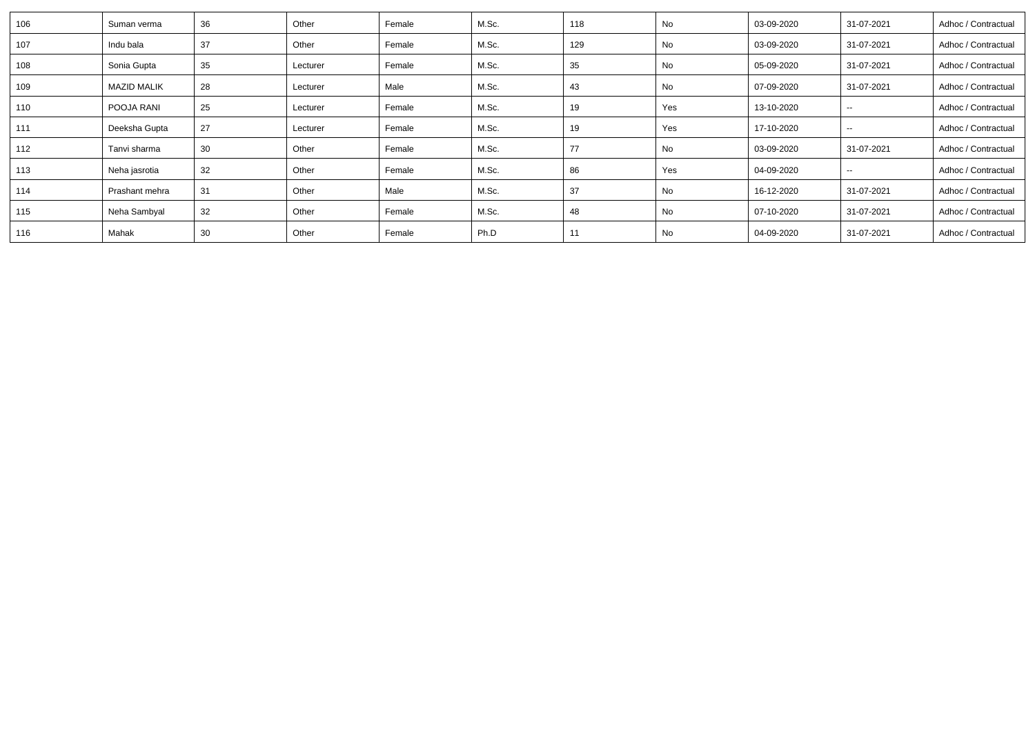| | | | | | | | | | | |
|---|---|---|---|---|---|---|---|---|---|---|
| 106 | Suman verma | 36 | Other | Female | M.Sc. | 118 | No | 03-09-2020 | 31-07-2021 | Adhoc / Contractual |
| 107 | Indu bala | 37 | Other | Female | M.Sc. | 129 | No | 03-09-2020 | 31-07-2021 | Adhoc / Contractual |
| 108 | Sonia Gupta | 35 | Lecturer | Female | M.Sc. | 35 | No | 05-09-2020 | 31-07-2021 | Adhoc / Contractual |
| 109 | MAZID MALIK | 28 | Lecturer | Male | M.Sc. | 43 | No | 07-09-2020 | 31-07-2021 | Adhoc / Contractual |
| 110 | POOJA RANI | 25 | Lecturer | Female | M.Sc. | 19 | Yes | 13-10-2020 | -- | Adhoc / Contractual |
| 111 | Deeksha Gupta | 27 | Lecturer | Female | M.Sc. | 19 | Yes | 17-10-2020 | -- | Adhoc / Contractual |
| 112 | Tanvi sharma | 30 | Other | Female | M.Sc. | 77 | No | 03-09-2020 | 31-07-2021 | Adhoc / Contractual |
| 113 | Neha jasrotia | 32 | Other | Female | M.Sc. | 86 | Yes | 04-09-2020 | -- | Adhoc / Contractual |
| 114 | Prashant mehra | 31 | Other | Male | M.Sc. | 37 | No | 16-12-2020 | 31-07-2021 | Adhoc / Contractual |
| 115 | Neha Sambyal | 32 | Other | Female | M.Sc. | 48 | No | 07-10-2020 | 31-07-2021 | Adhoc / Contractual |
| 116 | Mahak | 30 | Other | Female | Ph.D | 11 | No | 04-09-2020 | 31-07-2021 | Adhoc / Contractual |